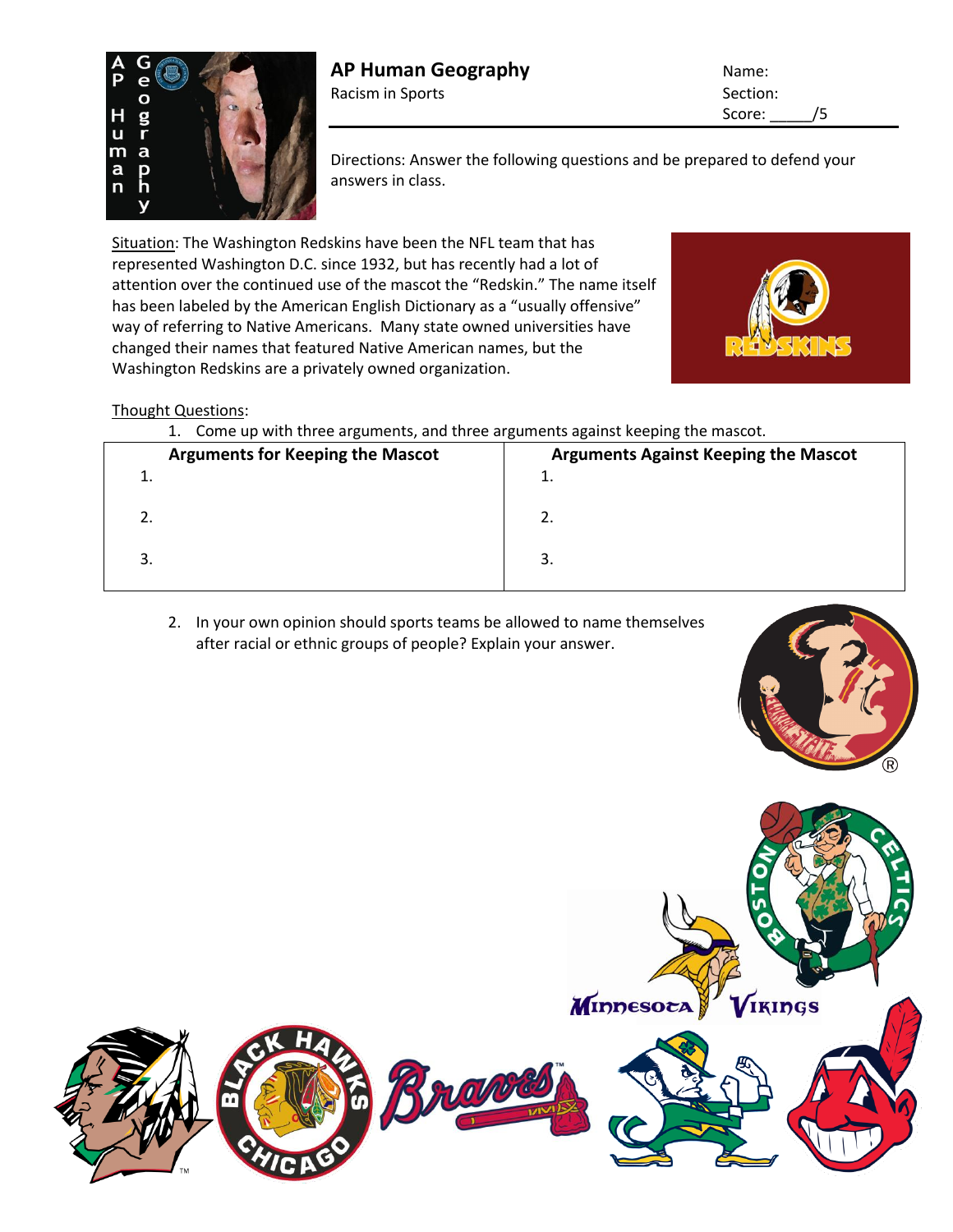# AP Human Geography

Racism in Sports

Name:

Section:

Score: _____/5

Directions: Answer the following questions and be prepared to defend your answers in class.

Situation: The Washington Redskins have been the NFL team that has represented Washington D.C. since 1932, but has recently had a lot of attention over the continued use of the mascot the "Redskin." The name itself has been labeled by the American English Dictionary as a "usually offensive" way of referring to Native Americans. Many state owned universities have changed their names that featured Native American names, but the Washington Redskins are a privately owned organization.

Thought Questions:

1. Come up with three arguments, and three arguments against keeping the mascot.

| Arguments for Keeping the Mascot | Arguments Against Keeping the Mascot |
|---|---|
| 1. | 1. |
| 2. | 2. |
| 3. | 3. |

2. In your own opinion should sports teams be allowed to name themselves after racial or ethnic groups of people? Explain your answer.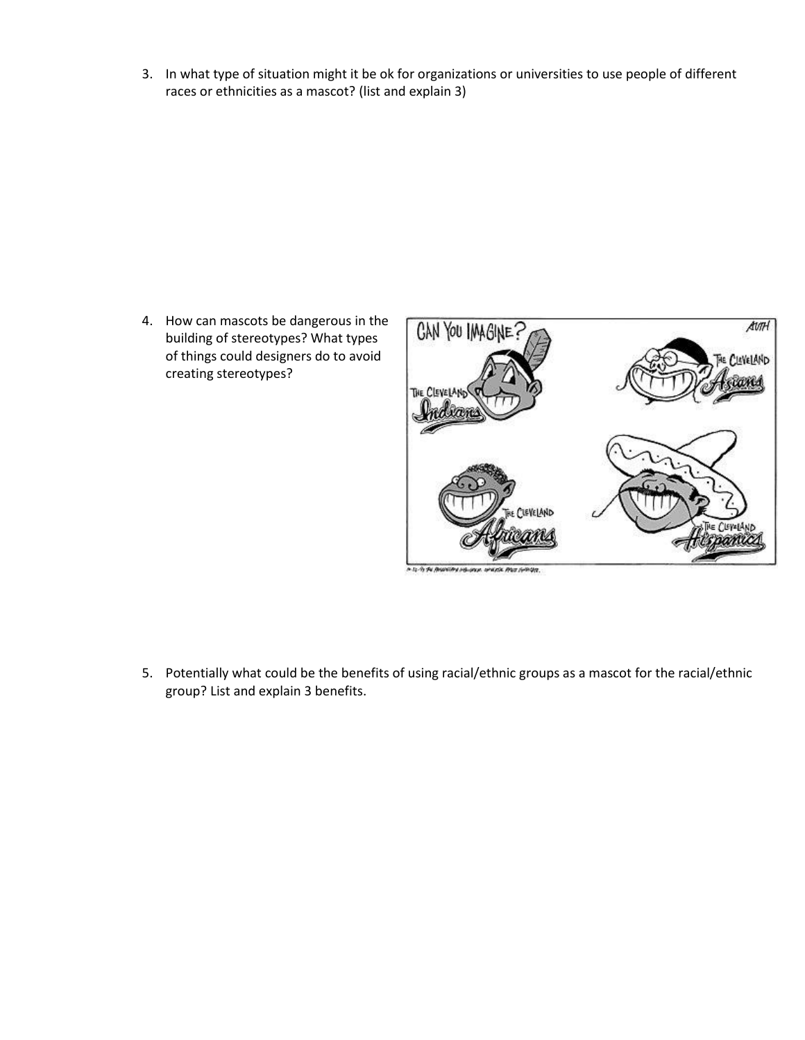3. In what type of situation might it be ok for organizations or universities to use people of different races or ethnicities as a mascot? (list and explain 3)

4. How can mascots be dangerous in the building of stereotypes? What types of things could designers do to avoid creating stereotypes?

5. Potentially what could be the benefits of using racial/ethnic groups as a mascot for the racial/ethnic group? List and explain 3 benefits.